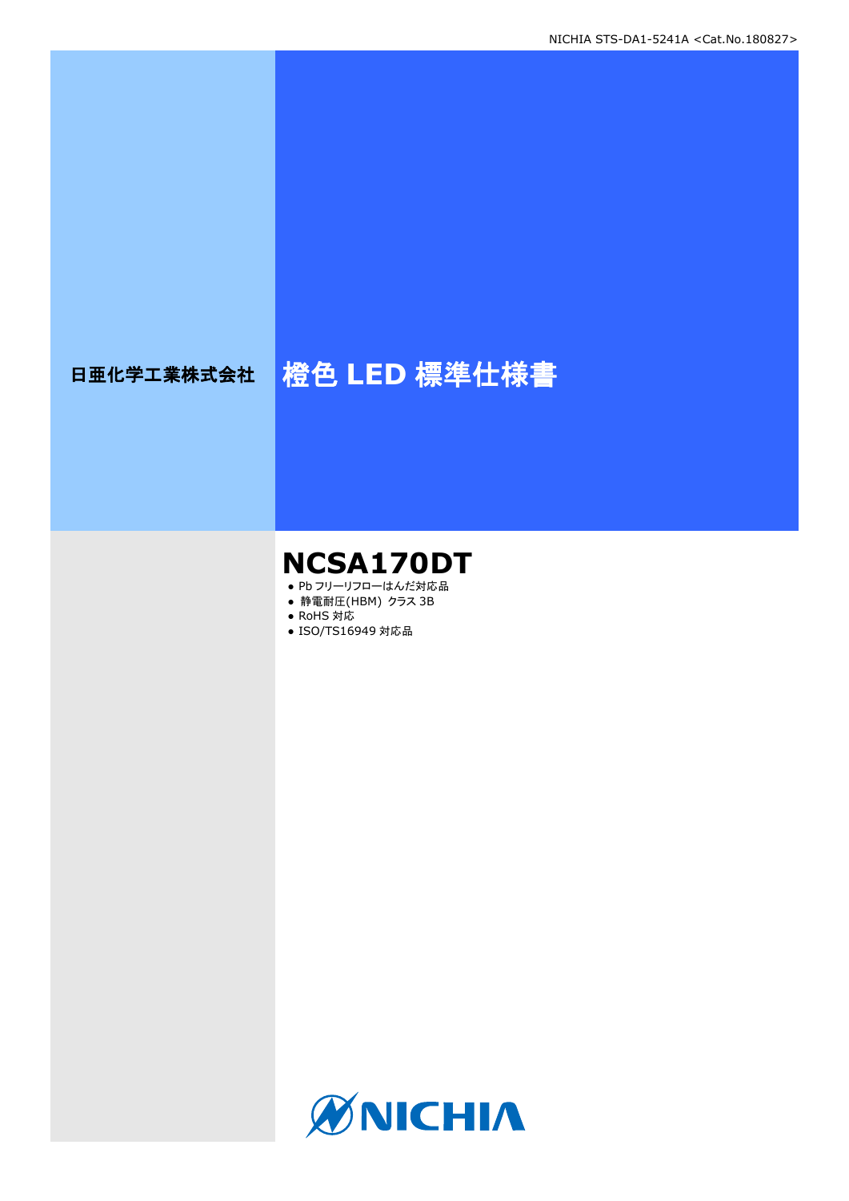日亜化学工業株式会社

# 橙色 LED 標準仕様書

## NCSA170DT

- Pb フリーリフローはんだ対応品
- 静電耐圧(HBM) クラス 3B
- RoHS 対応
- ISO/TS16949 対応品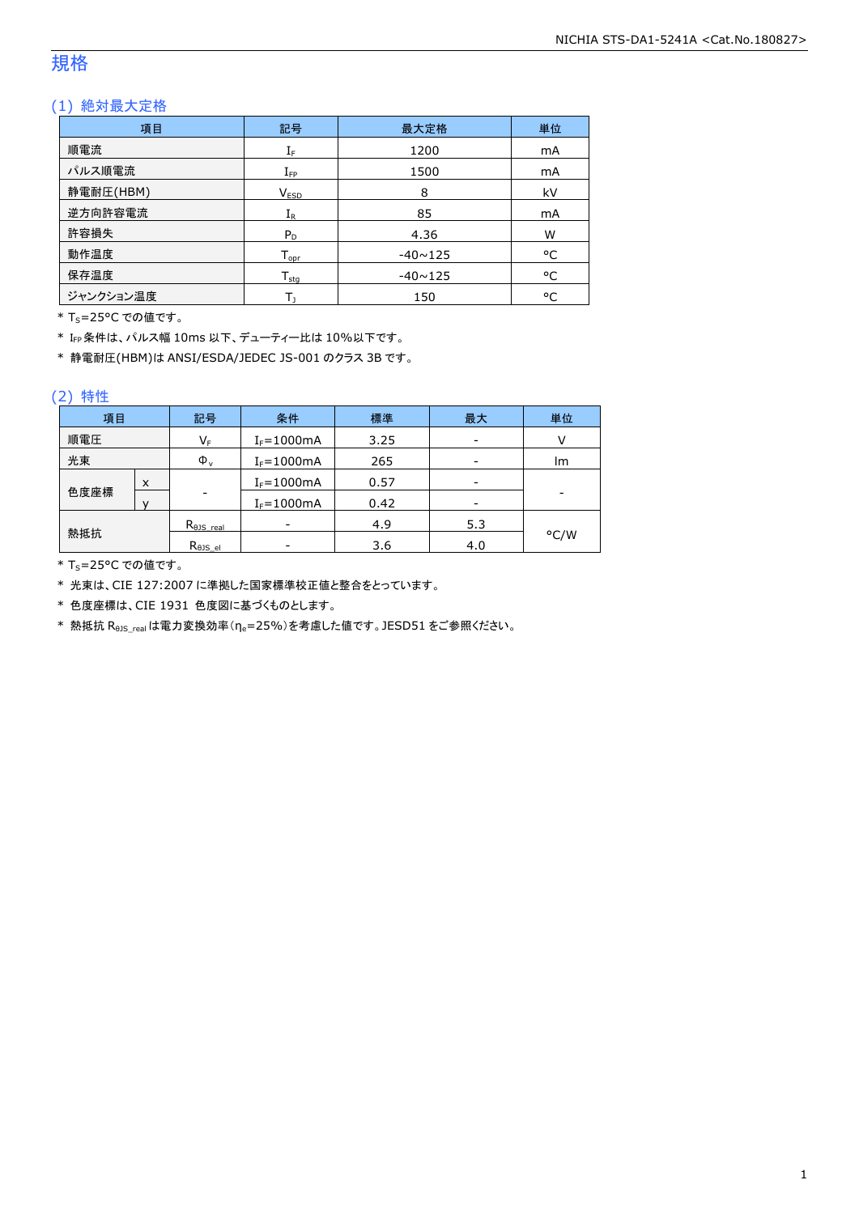# 規格

## (1) 絶対最大定格

| 項目 | 記号 | 最大定格 | 単位 |
|---|---|---|---|
| 順電流 | $I_F$ | 1200 | mA |
| パルス順電流 | $I_{FP}$ | 1500 | mA |
| 静電耐圧(HBM) | $V_{ESD}$ | 8 | kV |
| 逆方向許容電流 | $I_R$ | 85 | mA |
| 許容損失 | $P_D$ | 4.36 | W |
| 動作温度 | $T_{opr}$ | -40~125 | °C |
| 保存温度 | $T_{stg}$ | -40~125 | °C |
| ジャンクション温度 | $T_J$ | 150 | °C |

* $T_S$=25°C での値です。
* $I_{FP}$ 条件は、パルス幅 10ms 以下、デューティー比は 10%以下です。
* 静電耐圧(HBM)は ANSI/ESDA/JEDEC JS-001 のクラス 3B です。

## (2) 特性

| 項目 | | 記号 | 条件 | 標準 | 最大 | 単位 |
|---|---|---|---|---|---|---|
| 順電圧 | | $V_F$ | $I_F$=1000mA | 3.25 | - | V |
| 光束 | | $\Phi_v$ | $I_F$=1000mA | 265 | - | lm |
| 色度座標 | x | - | $I_F$=1000mA | 0.57 | - | - |
| | y | | $I_F$=1000mA | 0.42 | - | |
| 熱抵抗 | | $R_{\theta JS\_real}$ | - | 4.9 | 5.3 | °C/W |
| | | $R_{\theta JS\_el}$ | - | 3.6 | 4.0 | |

* $T_S$=25°C での値です。
* 光束は、CIE 127:2007 に準拠した国家標準校正値と整合をとっています。
* 色度座標は、CIE 1931 色度図に基づくものとします。
* 熱抵抗 $R_{\theta JS\_real}$ は電力変換効率($\eta_e$=25%)を考慮した値です。JESD51 をご参照ください。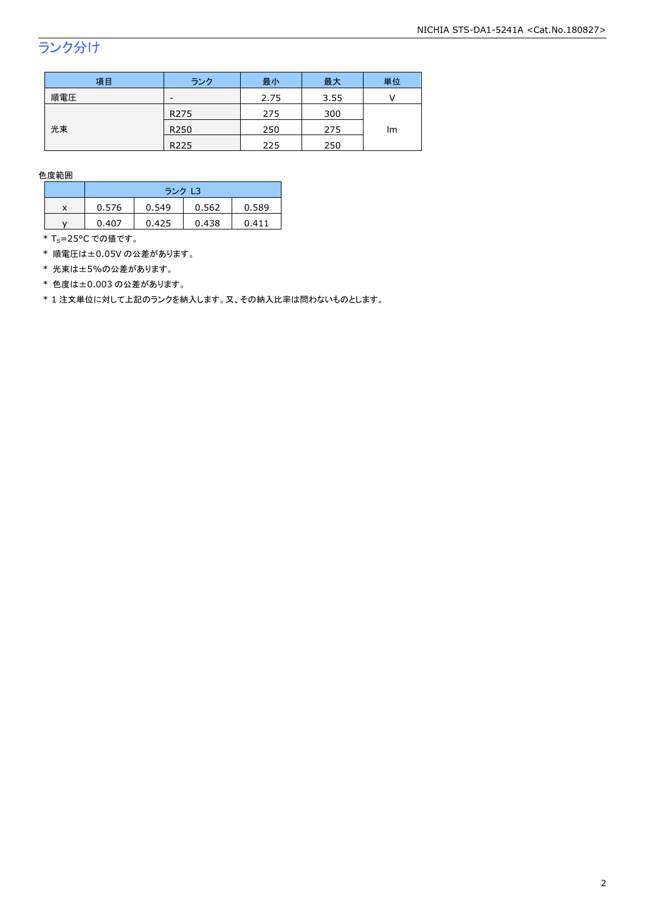## ランク分け

| 項目 | ランク | 最小 | 最大 | 単位 |
| --- | --- | --- | --- | --- |
| 順電圧 | - | 2.75 | 3.55 | V |
| 光束 | R275 | 275 | 300 | lm |
| | R250 | 250 | 275 | |
| | R225 | 225 | 250 | |

色度範囲

| | ランク L3 | | | |
| --- | --- | --- | --- | --- |
| x | 0.576 | 0.549 | 0.562 | 0.589 |
| y | 0.407 | 0.425 | 0.438 | 0.411 |

* $T_S$=25°C での値です。
* 順電圧は±0.05V の公差があります。
* 光束は±5%の公差があります。
* 色度は±0.003 の公差があります。
* 1 注文単位に対して上記のランクを納入します。又、その納入比率は問わないものとします。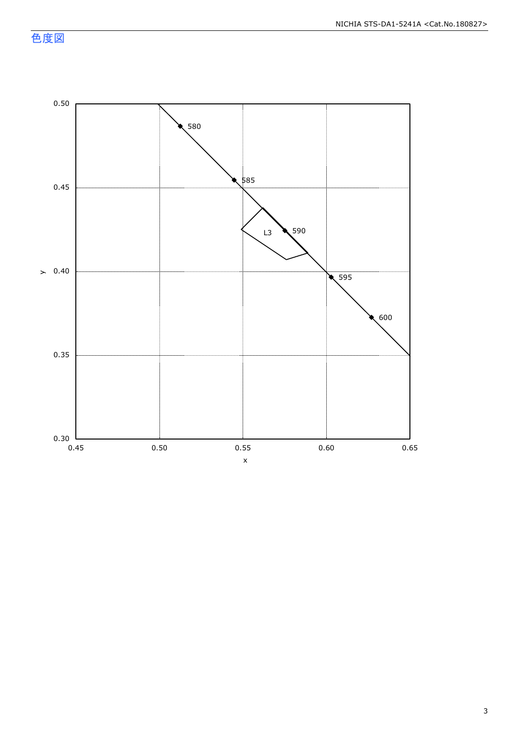## 色度図

y

0.50

0.45

0.40

0.35

0.30

0.45 0.50 0.55 0.60 0.65

x

580

585

590

595

600

L3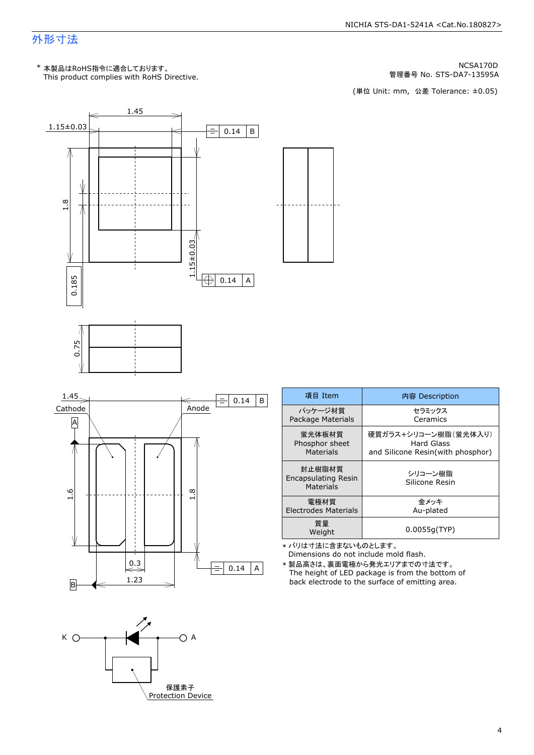# 外形寸法

\* 本製品はRoHS指令に適合しております。
This product complies with RoHS Directive.

NCSA170D
管理番号 No. STS-DA7-13595A

(単位 Unit: mm, 公差 Tolerance: ±0.05)

1.45
1.15±0.03
0.14 B
1.8
1.15±0.03
0.185
0.14 A
0.75

1.45
Cathode
Anode
0.14 B
A
1.6
1.8
0.3
1.23
B
0.14 A

K
A
保護素子
Protection Device

| 項目 Item | 内容 Description |
|---|---|
| パッケージ材質<br>Package Materials | セラミックス<br>Ceramics |
| 蛍光体板材質<br>Phosphor sheet<br>Materials | 硬質ガラス+シリコーン樹脂(蛍光体入り)<br>Hard Glass<br>and Silicone Resin(with phosphor) |
| 封止樹脂材質<br>Encapsulating Resin<br>Materials | シリコーン樹脂<br>Silicone Resin |
| 電極材質<br>Electrodes Materials | 金メッキ<br>Au-plated |
| 質量<br>Weight | 0.0055g(TYP) |

\* バリは寸法に含まないものとします。
Dimensions do not include mold flash.

\* 製品高さは、裏面電極から発光エリアまでの寸法です。
The height of LED package is from the bottom of back electrode to the surface of emitting area.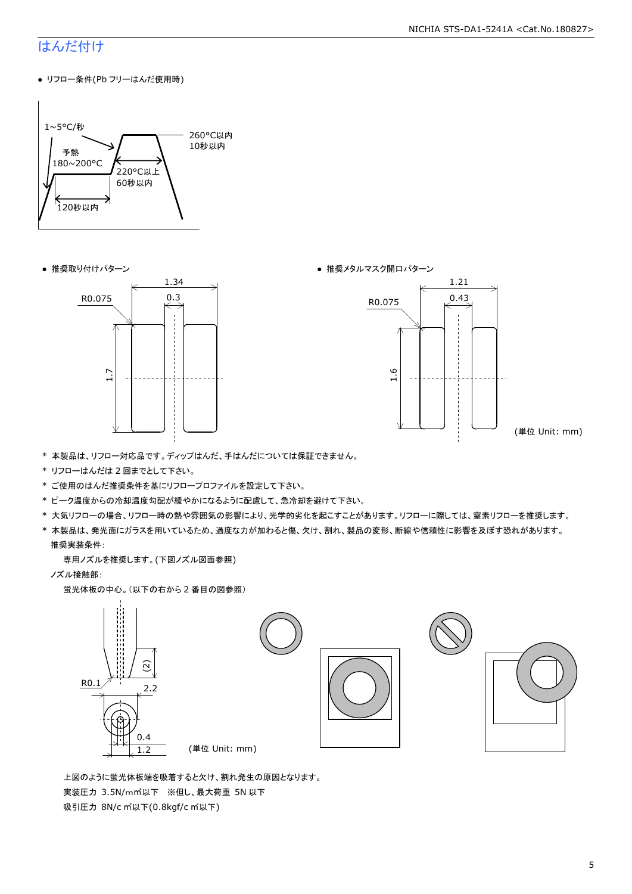## はんだ付け

- リフロー条件(Pb フリーはんだ使用時)

1~5°C/秒
予熱
180~200°C
120秒以内
220°C以上
60秒以内
260°C以内
10秒以内

- 推奨取り付けパターン

R0.075
1.34
0.3
1.7

- 推奨メタルマスク開口パターン

R0.075
1.21
0.43
1.6

(単位 Unit: mm)

* 本製品は、リフロー対応品です。ディップはんだ、手はんだについては保証できません。
* リフローはんだは 2 回までとして下さい。
* ご使用のはんだ推奨条件を基にリフロープロファイルを設定して下さい。
* ピーク温度からの冷却温度勾配が緩やかになるように配慮して、急冷却を避けて下さい。
* 大気リフローの場合、リフロー時の熱や雰囲気の影響により、光学的劣化を起こすことがあります。リフローに際しては、窒素リフローを推奨します。
* 本製品は、発光面にガラスを用いているため、過度な力が加わると傷、欠け、割れ、製品の変形、断線や信頼性に影響を及ぼす恐れがあります。

  推奨実装条件:

  専用ノズルを推奨します。(下図ノズル図面参照)

  ノズル接触部:

  蛍光体板の中心。(以下の右から 2 番目の図参照)

(2)
R0.1
2.2
0.4
1.2

(単位 Unit: mm)

上図のように蛍光体板端を吸着すると欠け、割れ発生の原因となります。

実装圧力 3.5N/mm²以下 ※但し、最大荷重 5N 以下

吸引圧力 8N/c m²以下(0.8kgf/c m²以下)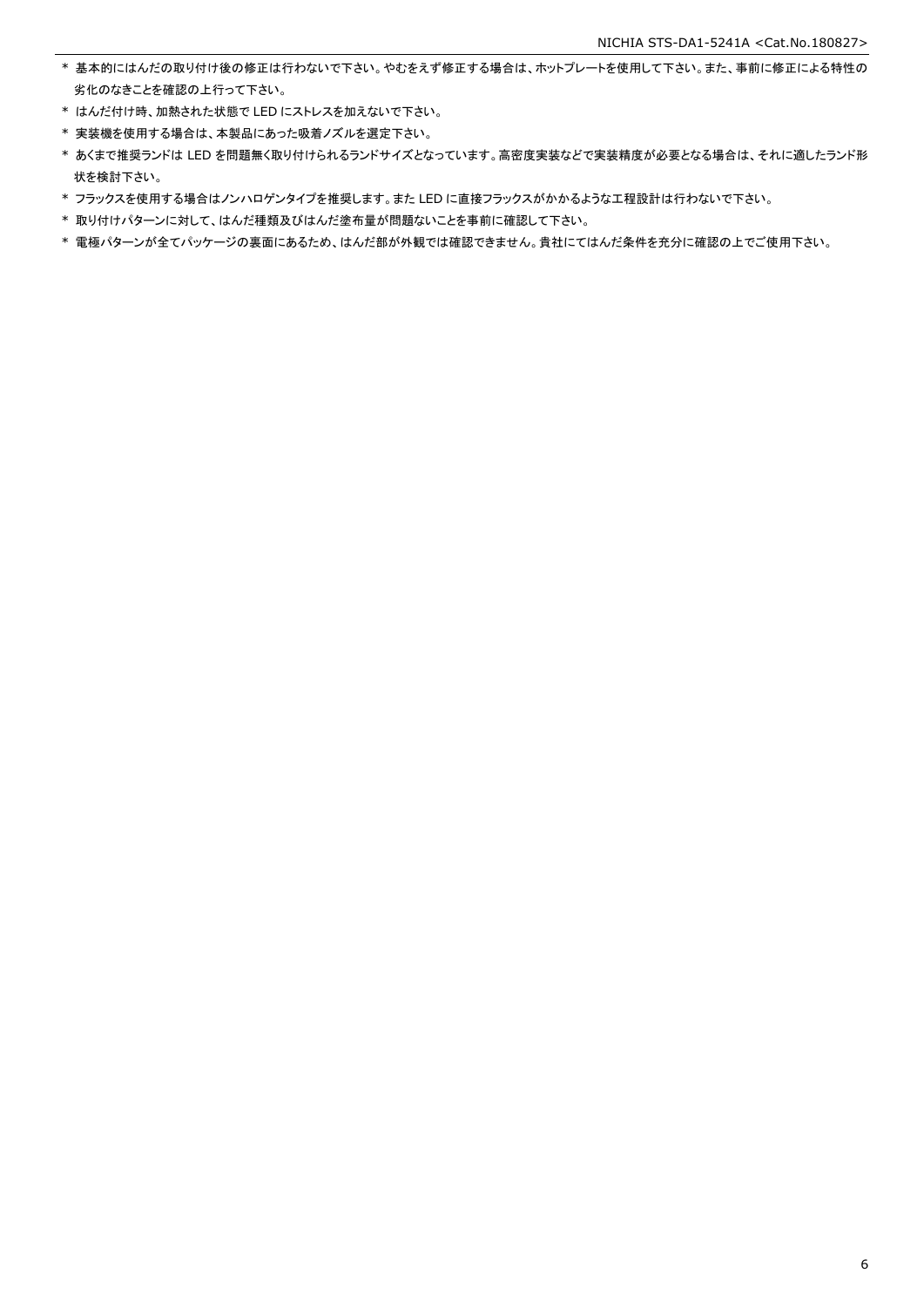* 基本的にはんだの取り付け後の修正は行わないで下さい。やむをえず修正する場合は、ホットプレートを使用して下さい。また、事前に修正による特性の劣化のなきことを確認の上行って下さい。
* はんだ付け時、加熱された状態で LED にストレスを加えないで下さい。
* 実装機を使用する場合は、本製品にあった吸着ノズルを選定下さい。
* あくまで推奨ランドは LED を問題無く取り付けられるランドサイズとなっています。高密度実装などで実装精度が必要となる場合は、それに適したランド形状を検討下さい。
* フラックスを使用する場合はノンハロゲンタイプを推奨します。また LED に直接フラックスがかかるような工程設計は行わないで下さい。
* 取り付けパターンに対して、はんだ種類及びはんだ塗布量が問題ないことを事前に確認して下さい。
* 電極パターンが全てパッケージの裏面にあるため、はんだ部が外観では確認できません。貴社にてはんだ条件を充分に確認の上でご使用下さい。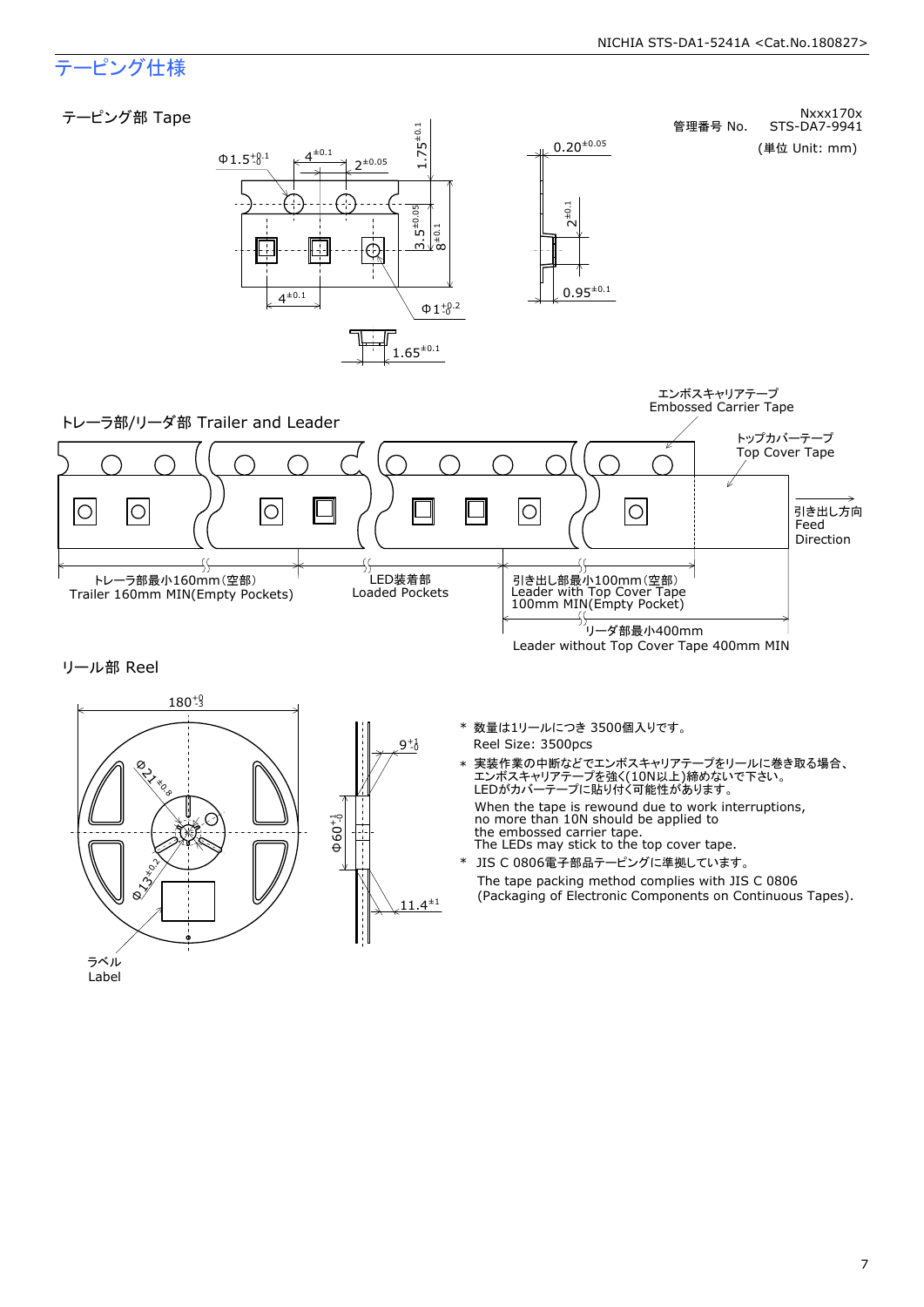# テーピング仕様

## テーピング部 Tape

管理番号 No. Nxxx170x STS-DA7-9941

(単位 Unit: mm)

$\Phi 1.5^{+0.1}_{-0}$ $4^{\pm 0.1}$ $2^{\pm 0.05}$ $1.75^{\pm 0.1}$ $3.5^{\pm 0.05}$ $8^{\pm 0.1}$ $4^{\pm 0.1}$ $\Phi 1^{+0.2}_{-0}$ $1.65^{\pm 0.1}$ $0.20^{\pm 0.05}$ $2^{\pm 0.1}$ $0.95^{\pm 0.1}$

## トレーラ部/リーダ部 Trailer and Leader

エンボスキャリアテープ Embossed Carrier Tape

トップカバーテープ Top Cover Tape

引き出し方向 Feed Direction

トレーラ部最小160mm(空部) Trailer 160mm MIN(Empty Pockets)

LED装着部 Loaded Pockets

引き出し部最小100mm(空部) Leader with Top Cover Tape 100mm MIN(Empty Pocket)

リーダ部最小400mm Leader without Top Cover Tape 400mm MIN

## リール部 Reel

$180^{+0}_{-3}$ $\Phi 21^{\pm 0.8}$ $\Phi 13^{\pm 0.2}$ $\Phi 60^{+1}_{-0}$ $9^{+1}_{-0}$ $11.4^{\pm 1}$

ラベル Label

- 数量は1リールにつき 3500個入りです。
  Reel Size: 3500pcs
- 実装作業の中断などでエンボスキャリアテープをリールに巻き取る場合、エンボスキャリアテープを強く(10N以上)締めないで下さい。LEDがカバーテープに貼り付く可能性があります。
  When the tape is rewound due to work interruptions, no more than 10N should be applied to the embossed carrier tape. The LEDs may stick to the top cover tape.
- JIS C 0806電子部品テーピングに準拠しています。
  The tape packing method complies with JIS C 0806 (Packaging of Electronic Components on Continuous Tapes).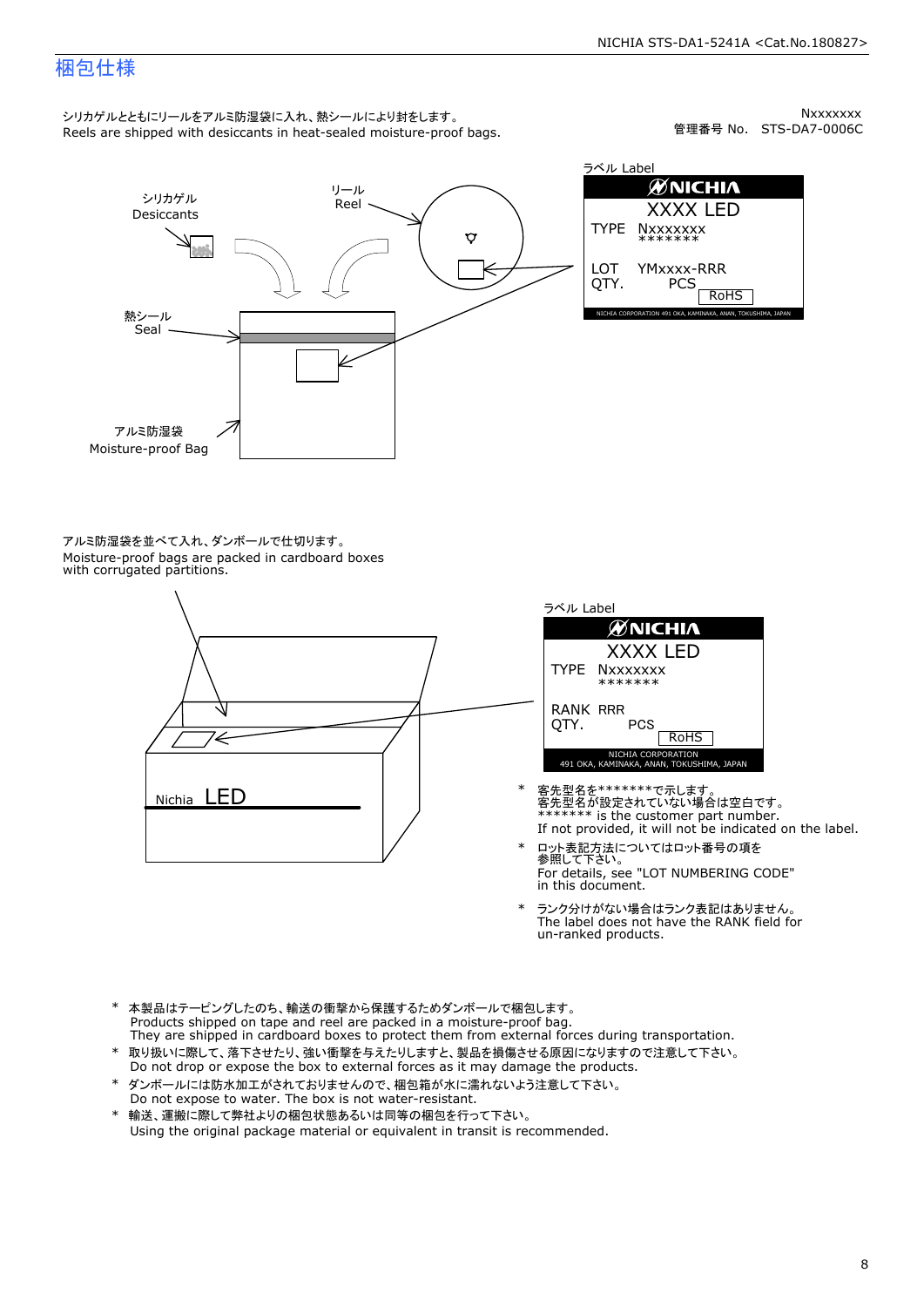# 梱包仕様

Nxxxxxxx
管理番号 No.　STS-DA7-0006C

シリカゲルとともにリールをアルミ防湿袋に入れ、熱シールにより封をします。
Reels are shipped with desiccants in heat-sealed moisture-proof bags.

シリカゲル
Desiccants

リール
Reel

熱シール
Seal

アルミ防湿袋
Moisture-proof Bag

ラベル Label

NICHIA
XXXX LED
TYPE　Nxxxxxxx
＊＊＊＊＊＊＊
LOT　YMxxxx-RRR
QTY.　　PCS
RoHS
NICHIA CORPORATION 491 OKA, KAMINAKA, ANAN, TOKUSHIMA, JAPAN

アルミ防湿袋を並べて入れ、ダンボールで仕切ります。
Moisture-proof bags are packed in cardboard boxes with corrugated partitions.

Nichia LED

ラベル Label

NICHIA
XXXX LED
TYPE　Nxxxxxxx
＊＊＊＊＊＊＊
RANK　RRR
QTY.　　PCS
RoHS
NICHIA CORPORATION
491 OKA, KAMINAKA, ANAN, TOKUSHIMA, JAPAN

- \* 客先型名を＊＊＊＊＊＊＊で示します。
  客先型名が設定されていない場合は空白です。
  ******* is the customer part number.
  If not provided, it will not be indicated on the label.
- \* ロット表記方法についてはロット番号の項を参照して下さい。
  For details, see "LOT NUMBERING CODE" in this document.
- \* ランク分けがない場合はランク表記はありません。
  The label does not have the RANK field for un-ranked products.

- \* 本製品はテーピングしたのち、輸送の衝撃から保護するためダンボールで梱包します。
  Products shipped on tape and reel are packed in a moisture-proof bag.
  They are shipped in cardboard boxes to protect them from external forces during transportation.
- \* 取り扱いに際して、落下させたり、強い衝撃を与えたりしますと、製品を損傷させる原因になりますので注意して下さい。
  Do not drop or expose the box to external forces as it may damage the products.
- \* ダンボールには防水加工がされておりませんので、梱包箱が水に濡れないよう注意して下さい。
  Do not expose to water. The box is not water-resistant.
- \* 輸送、運搬に際して弊社よりの梱包状態あるいは同等の梱包を行って下さい。
  Using the original package material or equivalent in transit is recommended.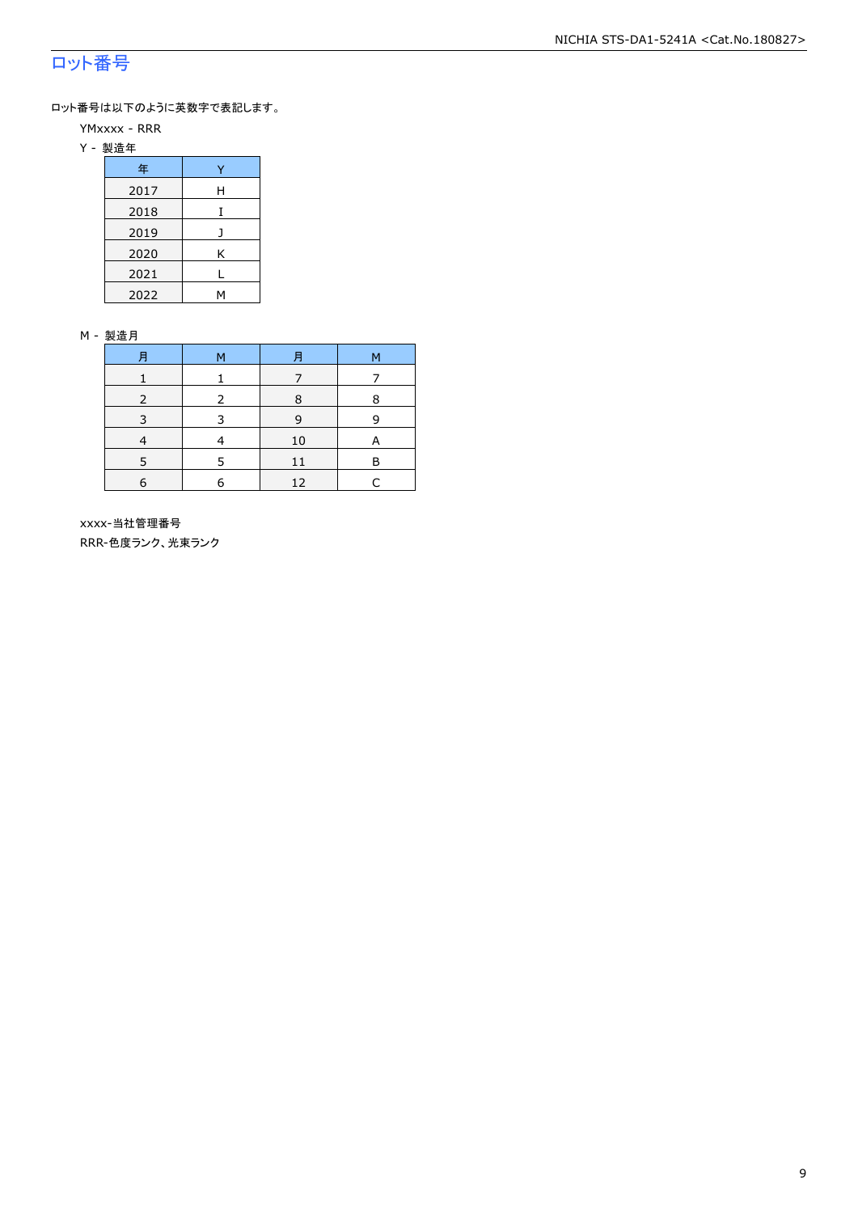## ロット番号

ロット番号は以下のように英数字で表記します。

YMxxxx - RRR

Y - 製造年

| 年 | Y |
|---|---|
| 2017 | H |
| 2018 | I |
| 2019 | J |
| 2020 | K |
| 2021 | L |
| 2022 | M |

M - 製造月

| 月 | M | 月 | M |
|---|---|---|---|
| 1 | 1 | 7 | 7 |
| 2 | 2 | 8 | 8 |
| 3 | 3 | 9 | 9 |
| 4 | 4 | 10 | A |
| 5 | 5 | 11 | B |
| 6 | 6 | 12 | C |

xxxx-当社管理番号

RRR-色度ランク、光束ランク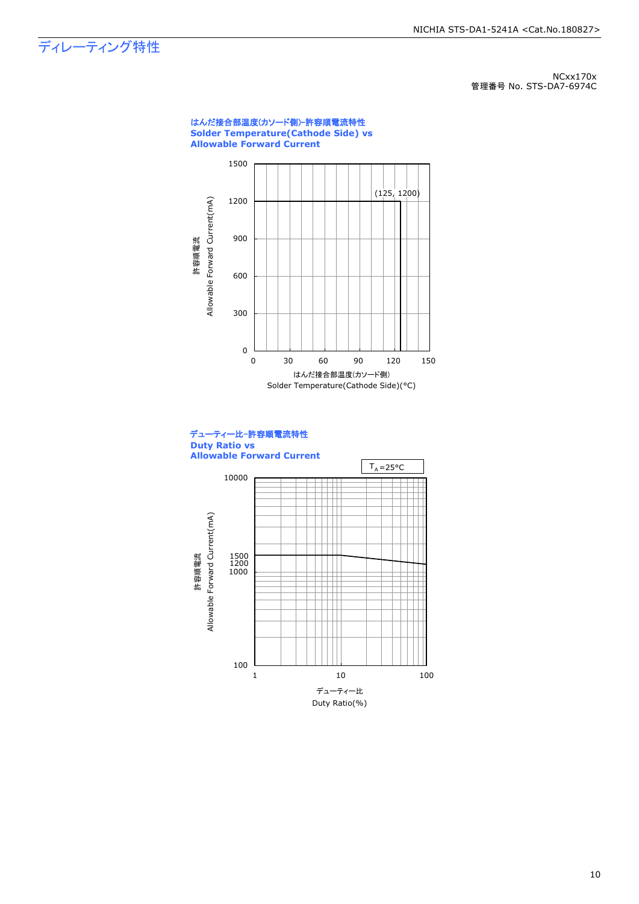# ディレーティング特性

NCxx170x
管理番号 No. STS-DA7-6974C

**はんだ接合部温度(カソード側)-許容順電流特性**
**Solder Temperature(Cathode Side) vs**
**Allowable Forward Current**

(125, 1200)

許容順電流
Allowable Forward Current(mA)

はんだ接合部温度(カソード側)
Solder Temperature(Cathode Side)(°C)

**デューティー比-許容順電流特性**
**Duty Ratio vs**
**Allowable Forward Current**

$T_A$=25°C

許容順電流
Allowable Forward Current(mA)

デューティー比
Duty Ratio(%)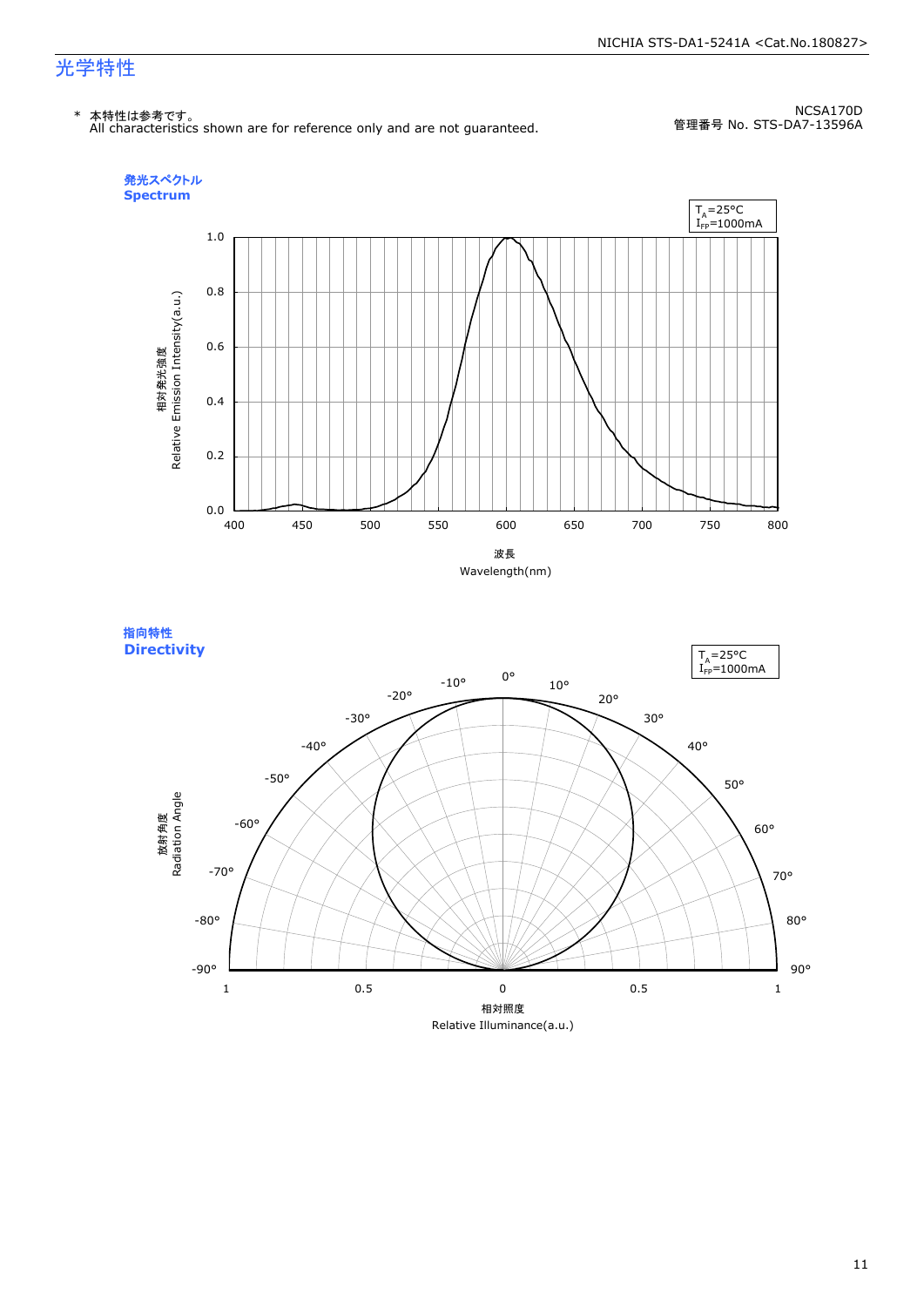# 光学特性

\* 本特性は参考です。
All characteristics shown are for reference only and are not guaranteed.

NCSA170D
管理番号 No. STS-DA7-13596A

## 発光スペクトル
## Spectrum

$T_A$=25°C
$I_{FP}$=1000mA

相対発光強度
Relative Emission Intensity(a.u.)

波長
Wavelength(nm)

## 指向特性
## Directivity

$T_A$=25°C
$I_{FP}$=1000mA

放射角度
Radiation Angle

相対照度
Relative Illuminance(a.u.)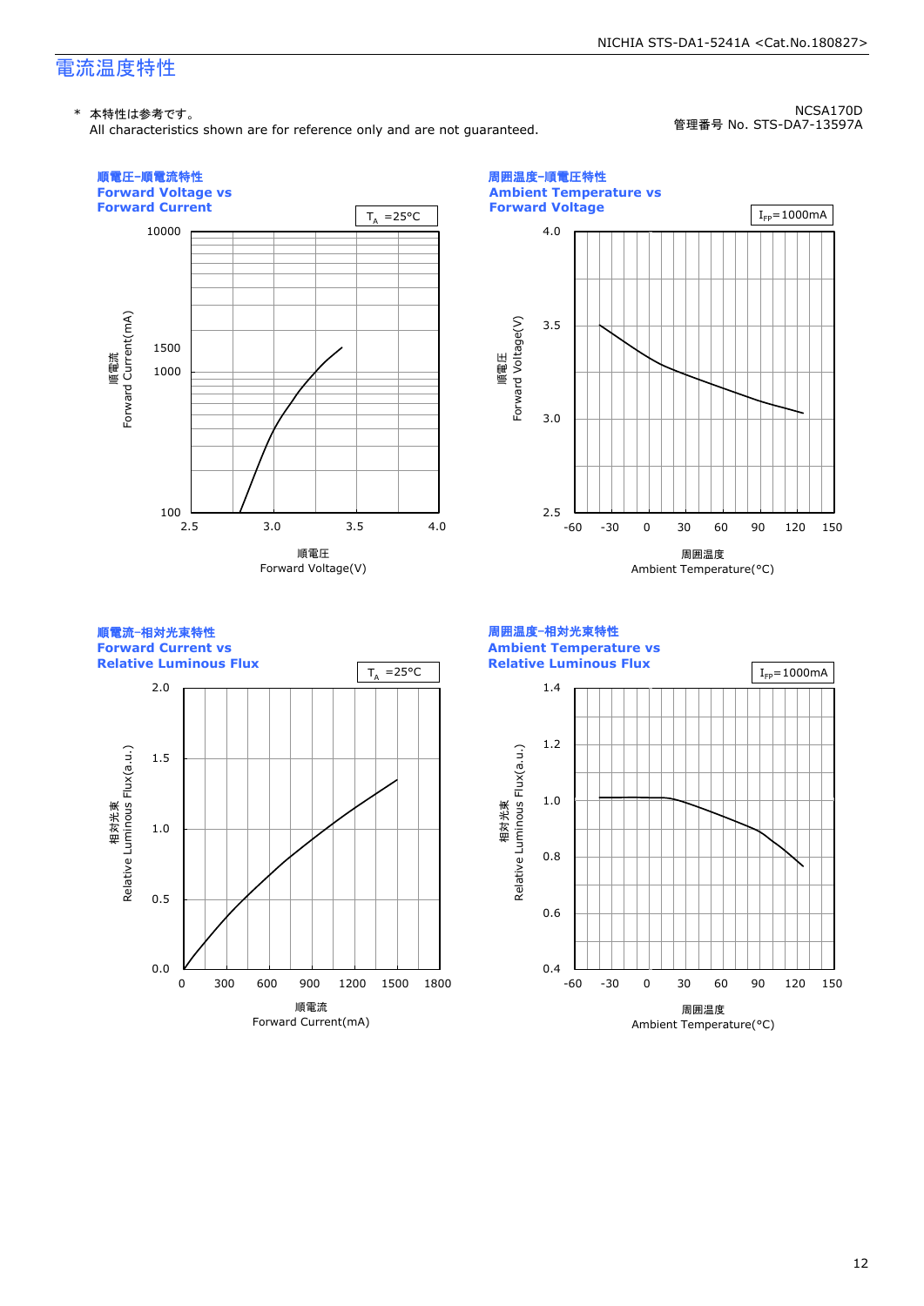# 電流温度特性

\* 本特性は参考です。
All characteristics shown are for reference only and are not guaranteed.

NCSA170D
管理番号 No. STS-DA7-13597A

### 順電圧-順電流特性
**Forward Voltage vs Forward Current**

$T_A$ =25°C

順電流 Forward Current(mA): 100, 1000, 1500, 10000

順電圧 Forward Voltage(V): 2.5, 3.0, 3.5, 4.0

### 周囲温度-順電圧特性
**Ambient Temperature vs Forward Voltage**

$I_{FP}$=1000mA

順電圧 Forward Voltage(V): 2.5, 3.0, 3.5, 4.0

周囲温度 Ambient Temperature(°C): -60, -30, 0, 30, 60, 90, 120, 150

### 順電流-相対光束特性
**Forward Current vs Relative Luminous Flux**

$T_A$ =25°C

相対光束 Relative Luminous Flux(a.u.): 0.0, 0.5, 1.0, 1.5, 2.0

順電流 Forward Current(mA): 0, 300, 600, 900, 1200, 1500, 1800

### 周囲温度-相対光束特性
**Ambient Temperature vs Relative Luminous Flux**

$I_{FP}$=1000mA

相対光束 Relative Luminous Flux(a.u.): 0.4, 0.6, 0.8, 1.0, 1.2, 1.4

周囲温度 Ambient Temperature(°C): -60, -30, 0, 30, 60, 90, 120, 150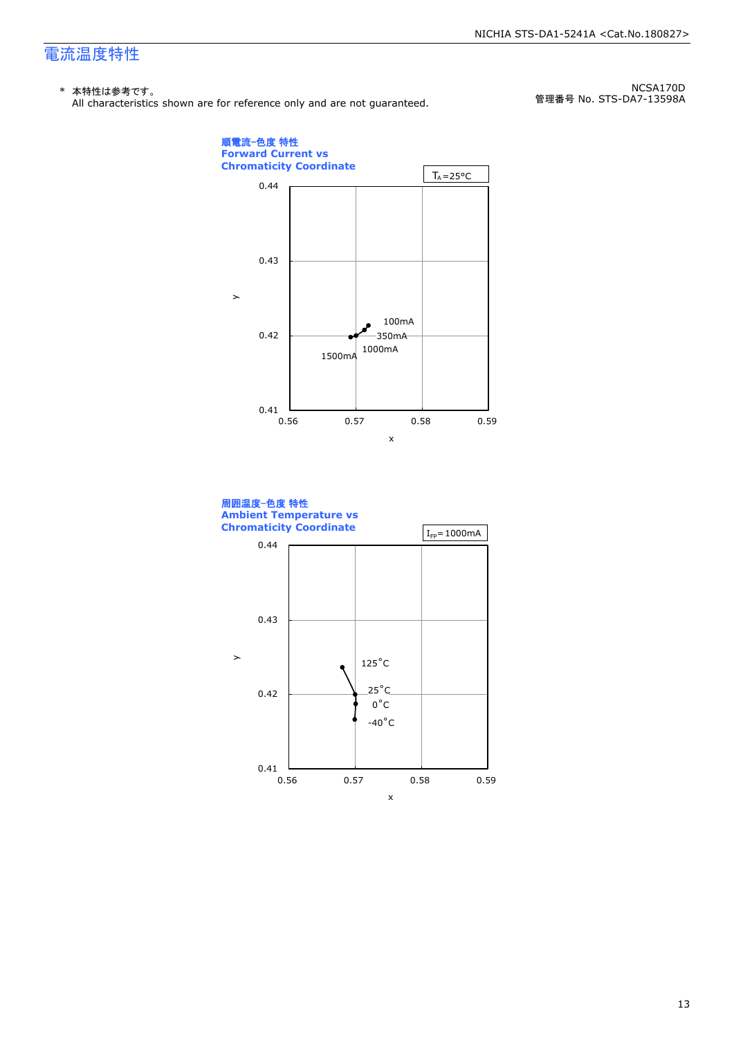# 電流温度特性

\* 本特性は参考です。
All characteristics shown are for reference only and are not guaranteed.

NCSA170D
管理番号 No. STS-DA7-13598A

**順電流-色度 特性**
**Forward Current vs**
**Chromaticity Coordinate**

$T_A$=25°C

y: 0.41, 0.42, 0.43, 0.44
x: 0.56, 0.57, 0.58, 0.59

100mA
350mA
1000mA
1500mA

**周囲温度-色度 特性**
**Ambient Temperature vs**
**Chromaticity Coordinate**

$I_{FP}$=1000mA

y: 0.41, 0.42, 0.43, 0.44
x: 0.56, 0.57, 0.58, 0.59

125°C
25°C
0°C
-40°C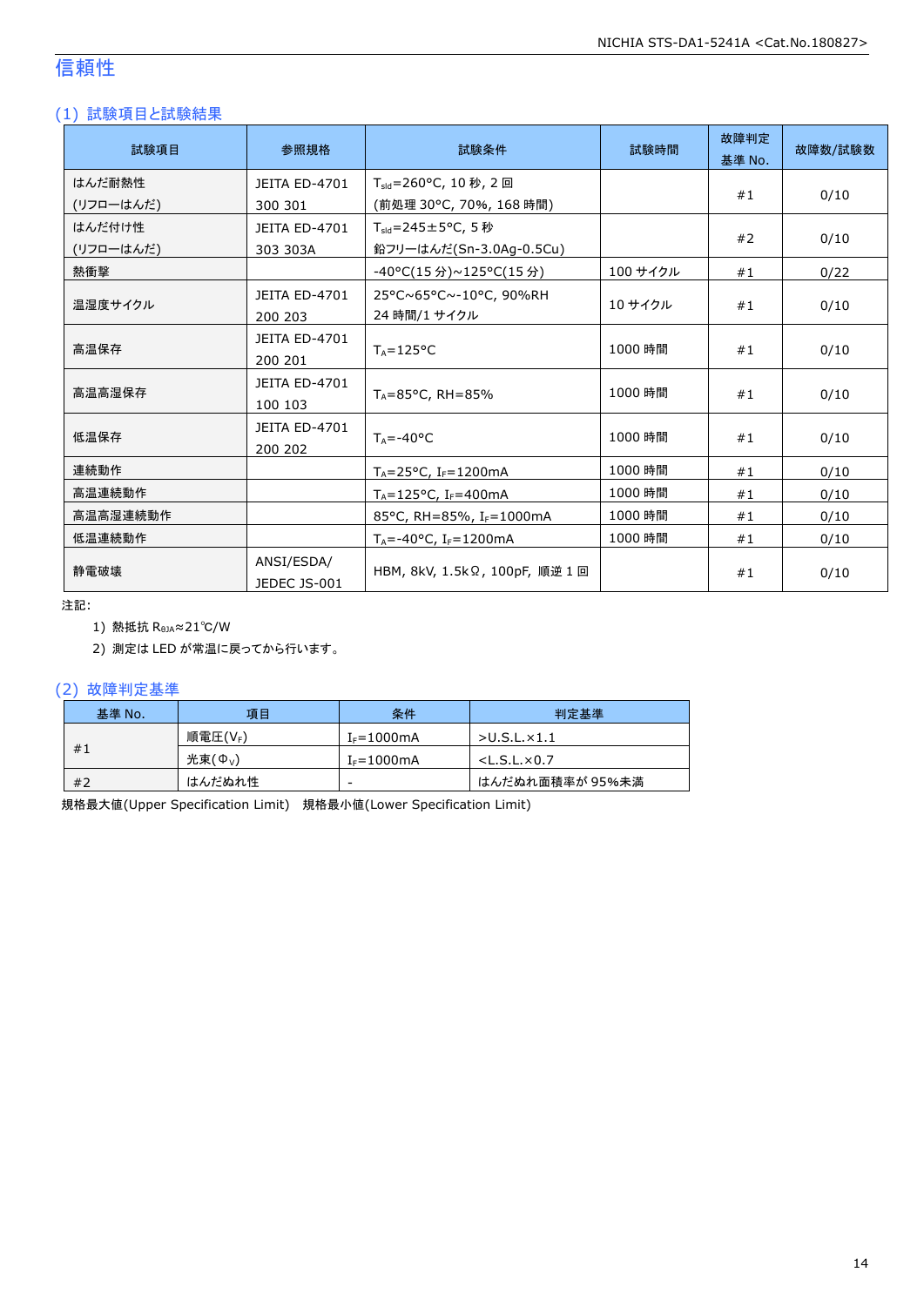# 信頼性

## (1) 試験項目と試験結果

| 試験項目 | 参照規格 | 試験条件 | 試験時間 | 故障判定基準 No. | 故障数/試験数 |
|---|---|---|---|---|---|
| はんだ耐熱性 (リフローはんだ) | JEITA ED-4701 300 301 | $T_{sld}$=260°C, 10 秒, 2 回 (前処理 30°C, 70%, 168 時間) | | #1 | 0/10 |
| はんだ付け性 (リフローはんだ) | JEITA ED-4701 303 303A | $T_{sld}$=245±5°C, 5 秒 鉛フリーはんだ(Sn-3.0Ag-0.5Cu) | | #2 | 0/10 |
| 熱衝撃 | | -40°C(15 分)~125°C(15 分) | 100 サイクル | #1 | 0/22 |
| 温湿度サイクル | JEITA ED-4701 200 203 | 25°C~65°C~-10°C, 90%RH 24 時間/1 サイクル | 10 サイクル | #1 | 0/10 |
| 高温保存 | JEITA ED-4701 200 201 | $T_A$=125°C | 1000 時間 | #1 | 0/10 |
| 高温高湿保存 | JEITA ED-4701 100 103 | $T_A$=85°C, RH=85% | 1000 時間 | #1 | 0/10 |
| 低温保存 | JEITA ED-4701 200 202 | $T_A$=-40°C | 1000 時間 | #1 | 0/10 |
| 連続動作 | | $T_A$=25°C, $I_F$=1200mA | 1000 時間 | #1 | 0/10 |
| 高温連続動作 | | $T_A$=125°C, $I_F$=400mA | 1000 時間 | #1 | 0/10 |
| 高温高湿連続動作 | | 85°C, RH=85%, $I_F$=1000mA | 1000 時間 | #1 | 0/10 |
| 低温連続動作 | | $T_A$=-40°C, $I_F$=1200mA | 1000 時間 | #1 | 0/10 |
| 静電破壊 | ANSI/ESDA/ JEDEC JS-001 | HBM, 8kV, 1.5kΩ, 100pF, 順逆 1 回 | | #1 | 0/10 |

注記:

1) 熱抵抗 $R_{\theta JA}$≈21℃/W
2) 測定は LED が常温に戻ってから行います。

## (2) 故障判定基準

| 基準 No. | 項目 | 条件 | 判定基準 |
|---|---|---|---|
| #1 | 順電圧($V_F$) | $I_F$=1000mA | >U.S.L.×1.1 |
| | 光束($\Phi_V$) | $I_F$=1000mA | <L.S.L.×0.7 |
| #2 | はんだぬれ性 | - | はんだぬれ面積率が 95%未満 |

規格最大値(Upper Specification Limit)　規格最小値(Lower Specification Limit)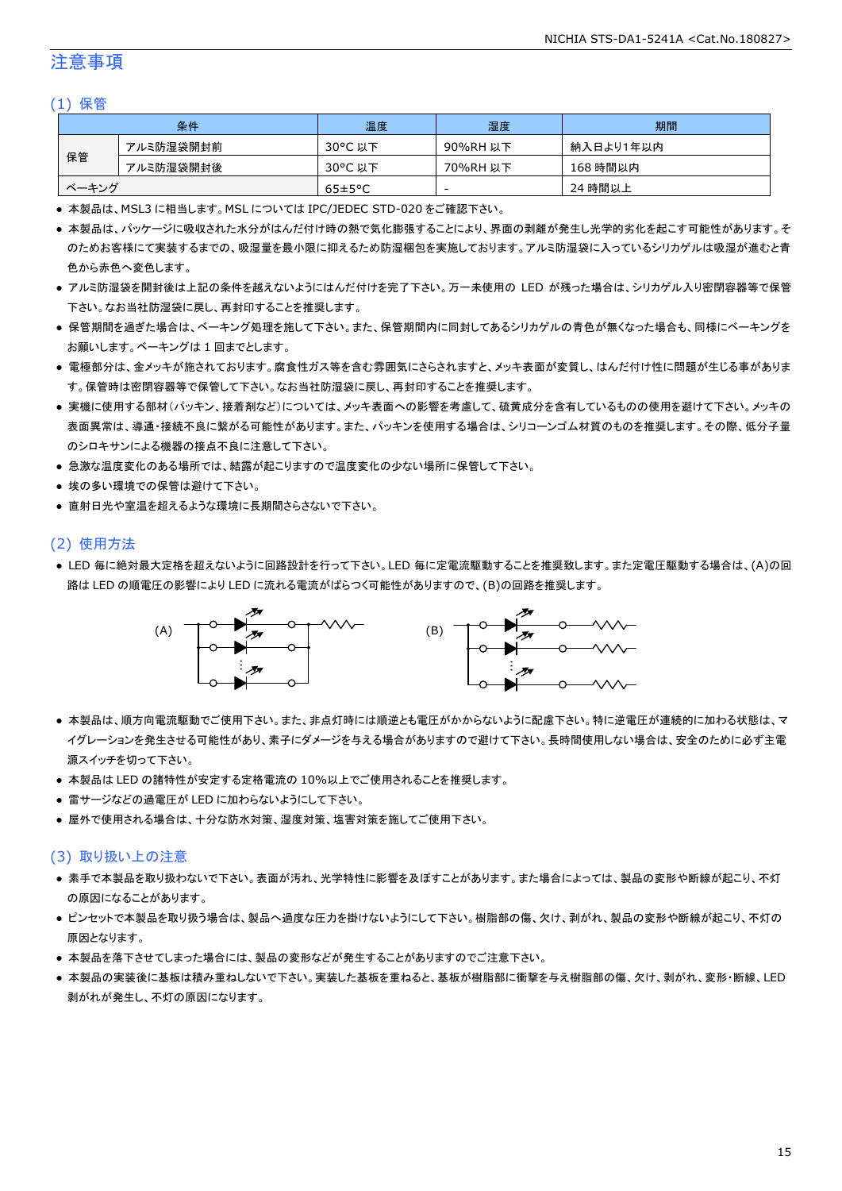## 注意事項

### (1) 保管

| 条件 | | 温度 | 湿度 | 期間 |
|---|---|---|---|---|
| 保管 | アルミ防湿袋開封前 | 30°C 以下 | 90%RH 以下 | 納入日より1年以内 |
| | アルミ防湿袋開封後 | 30°C 以下 | 70%RH 以下 | 168 時間以内 |
| ベーキング | | 65±5°C | - | 24 時間以上 |

- 本製品は、MSL3 に相当します。MSL については IPC/JEDEC STD-020 をご確認下さい。
- 本製品は、パッケージに吸収された水分がはんだ付け時の熱で気化膨張することにより、界面の剥離が発生し光学的劣化を起こす可能性があります。そのためお客様にて実装するまでの、吸湿量を最小限に抑えるため防湿梱包を実施しております。アルミ防湿袋に入っているシリカゲルは吸湿が進むと青色から赤色へ変色します。
- アルミ防湿袋を開封後は上記の条件を越えないようにはんだ付けを完了下さい。万一未使用の LED が残った場合は、シリカゲル入り密閉容器等で保管下さい。なお当社防湿袋に戻し、再封印することを推奨します。
- 保管期間を過ぎた場合は、ベーキング処理を施して下さい。また、保管期間内に同封してあるシリカゲルの青色が無くなった場合も、同様にベーキングをお願いします。ベーキングは 1 回までとします。
- 電極部分は、金メッキが施されております。腐食性ガス等を含む雰囲気にさらされますと、メッキ表面が変質し、はんだ付け性に問題が生じる事があります。保管時は密閉容器等で保管して下さい。なお当社防湿袋に戻し、再封印することを推奨します。
- 実機に使用する部材（パッキン、接着剤など）については、メッキ表面への影響を考慮して、硫黄成分を含有しているものの使用を避けて下さい。メッキの表面異常は、導通・接続不良に繋がる可能性があります。また、パッキンを使用する場合は、シリコーンゴム材質のものを推奨します。その際、低分子量のシロキサンによる機器の接点不良に注意して下さい。
- 急激な温度変化のある場所では、結露が起こりますので温度変化の少ない場所に保管して下さい。
- 埃の多い環境での保管は避けて下さい。
- 直射日光や室温を超えるような環境に長期間さらさないで下さい。

### (2) 使用方法

- LED 毎に絶対最大定格を超えないように回路設計を行って下さい。LED 毎に定電流駆動することを推奨致します。また定電圧駆動する場合は、(A)の回路は LED の順電圧の影響により LED に流れる電流がばらつく可能性がありますので、(B)の回路を推奨します。

(A) (B)

- 本製品は、順方向電流駆動でご使用下さい。また、非点灯時には順逆とも電圧がかからないように配慮下さい。特に逆電圧が連続的に加わる状態は、マイグレーションを発生させる可能性があり、素子にダメージを与える場合がありますので避けて下さい。長時間使用しない場合は、安全のために必ず主電源スイッチを切って下さい。
- 本製品は LED の諸特性が安定する定格電流の 10%以上でご使用されることを推奨します。
- 雷サージなどの過電圧が LED に加わらないようにして下さい。
- 屋外で使用される場合は、十分な防水対策、湿度対策、塩害対策を施してご使用下さい。

### (3) 取り扱い上の注意

- 素手で本製品を取り扱わないで下さい。表面が汚れ、光学特性に影響を及ぼすことがあります。また場合によっては、製品の変形や断線が起こり、不灯の原因になることがあります。
- ピンセットで本製品を取り扱う場合は、製品へ過度な圧力を掛けないようにして下さい。樹脂部の傷、欠け、剥がれ、製品の変形や断線が起こり、不灯の原因となります。
- 本製品を落下させてしまった場合には、製品の変形などが発生することがありますのでご注意下さい。
- 本製品の実装後に基板は積み重ねしないで下さい。実装した基板を重ねると、基板が樹脂部に衝撃を与え樹脂部の傷、欠け、剥がれ、変形・断線、LED 剥がれが発生し、不灯の原因になります。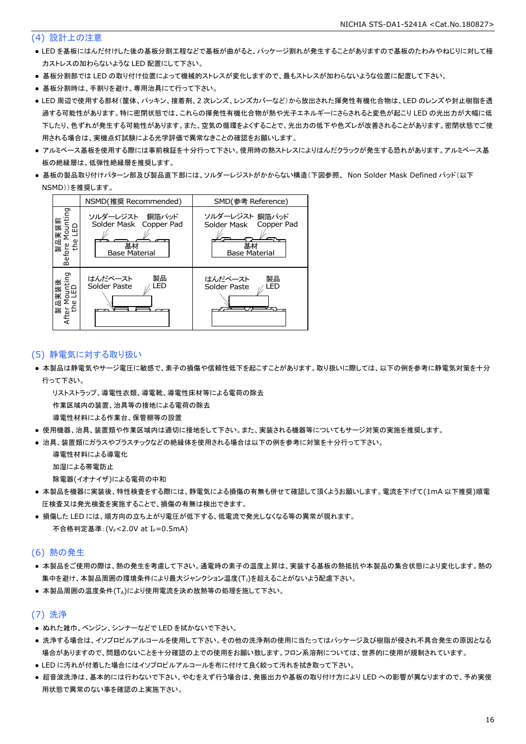## (4) 設計上の注意

- LED を基板にはんだ付けした後の基板分割工程などで基板が曲がると、パッケージ割れが発生することがありますので基板のたわみやねじりに対して極力ストレスの加わらないような LED 配置にして下さい。
- 基板分割部では LED の取り付け位置によって機械的ストレスが変化しますので、最もストレスが加わらないような位置に配置して下さい。
- 基板分割時は、手割りを避け、専用治具にて行って下さい。
- LED 周辺で使用する部材(筐体、パッキン、接着剤、2 次レンズ、レンズカバーなど)から放出された揮発性有機化合物は、LED のレンズや封止樹脂を透過する可能性があります。特に密閉状態では、これらの揮発性有機化合物が熱や光子エネルギーにさらされると変色が起こり LED の光出力が大幅に低下したり、色ずれが発生する可能性があります。また、空気の循環をよくすることで、光出力の低下や色ズレが改善されることがあります。密閉状態でご使用される場合は、実機点灯試験による光学評価で異常なきことの確認をお願いします。
- アルミベース基板を使用する際には事前検証を十分行って下さい。使用時の熱ストレスによりはんだクラックが発生する恐れがあります。アルミベース基板の絶縁層は、低弾性絶縁層を推奨します。
- 基板の製品取り付けパターン部及び製品直下部には、ソルダーレジストがかからない構造(下図参照、 Non Solder Mask Defined パッド(以下 NSMD))を推奨します。

| | NSMD(推奨 Recommended) | SMD(参考 Reference) |
|---|---|---|
| 製品実装前 Before Mounting the LED | ソルダーレジスト Solder Mask / 銅箔パッド Copper Pad / 基材 Base Material | ソルダーレジスト Solder Mask / 銅箔パッド Copper Pad / 基材 Base Material |
| 製品実装後 After Mounting the LED | はんだペースト Solder Paste / 製品 LED | はんだペースト Solder Paste / 製品 LED |

## (5) 静電気に対する取り扱い

- 本製品は静電気やサージ電圧に敏感で、素子の損傷や信頼性低下を起こすことがあります。取り扱いに際しては、以下の例を参考に静電気対策を十分行って下さい。

  リストストラップ、導電性衣類、導電靴、導電性床材等による電荷の除去

  作業区域内の装置、治具等の接地による電荷の除去

  導電性材料による作業台、保管棚等の設置
- 使用機器、治具、装置類や作業区域内は適切に接地をして下さい。また、実装される機器等についてもサージ対策の実施を推奨します。
- 治具、装置類にガラスやプラスチックなどの絶縁体を使用される場合は以下の例を参考に対策を十分行って下さい。

  導電性材料による導電化

  加湿による帯電防止

  除電器(イオナイザ)による電荷の中和
- 本製品を機器に実装後、特性検査をする際には、静電気による損傷の有無も併せて確認して頂くようお願いします。電流を下げて(1mA 以下推奨)順電圧検査又は発光検査を実施することで、損傷の有無は検出できます。
- 損傷した LED には、順方向の立ち上がり電圧が低下する、低電流で発光しなくなる等の異常が現れます。

  不合格判定基準:($V_F$<2.0V at $I_F$=0.5mA)

## (6) 熱の発生

- 本製品をご使用の際は、熱の発生を考慮して下さい。通電時の素子の温度上昇は、実装する基板の熱抵抗や本製品の集合状態により変化します。熱の集中を避け、本製品周囲の環境条件により最大ジャンクション温度($T_J$)を超えることがないよう配慮下さい。
- 本製品周囲の温度条件($T_A$)により使用電流を決め放熱等の処理を施して下さい。

## (7) 洗浄

- ぬれた雑巾、ベンジン、シンナーなどで LED を拭かないで下さい。
- 洗浄する場合は、イソプロピルアルコールを使用して下さい。その他の洗浄剤の使用に当たってはパッケージ及び樹脂が侵され不具合発生の原因となる場合がありますので、問題のないことを十分確認の上での使用をお願い致します。フロン系溶剤については、世界的に使用が規制されています。
- LED に汚れが付着した場合にはイソプロピルアルコールを布に付けて良く絞って汚れを拭き取って下さい。
- 超音波洗浄は、基本的には行わないで下さい。やむをえず行う場合は、発振出力や基板の取り付け方により LED への影響が異なりますので、予め実使用状態で異常のない事を確認の上実施下さい。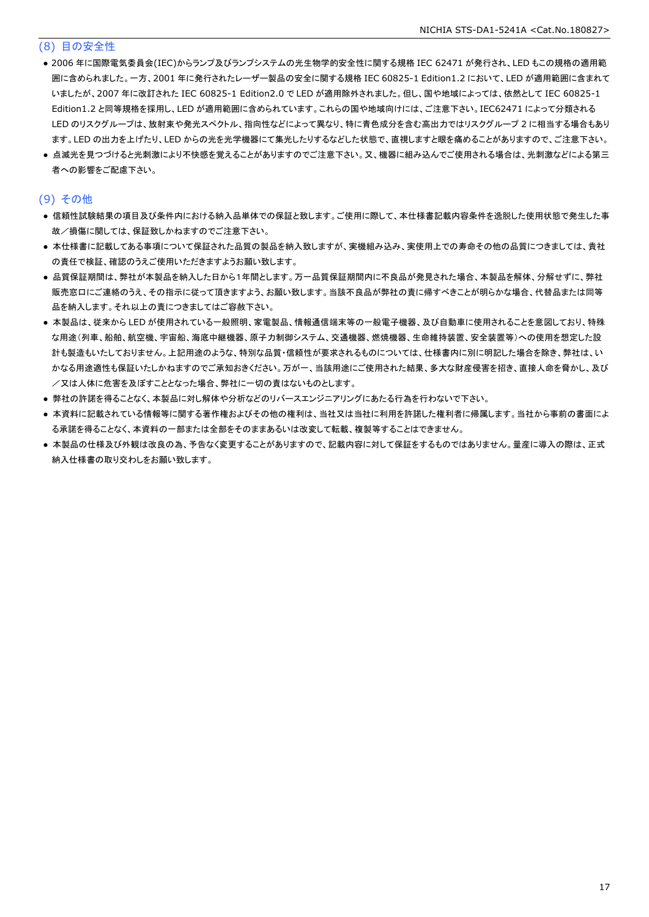## (8) 目の安全性

- 2006 年に国際電気委員会(IEC)からランプ及びランプシステムの光生物学的安全性に関する規格 IEC 62471 が発行され、LED もこの規格の適用範囲に含められました。一方、2001 年に発行されたレーザー製品の安全に関する規格 IEC 60825-1 Edition1.2 において、LED が適用範囲に含まれていましたが、2007 年に改訂された IEC 60825-1 Edition2.0 で LED が適用除外されました。但し、国や地域によっては、依然として IEC 60825-1 Edition1.2 と同等規格を採用し、LED が適用範囲に含められています。これらの国や地域向けには、ご注意下さい。IEC62471 によって分類される LED のリスクグループは、放射束や発光スペクトル、指向性などによって異なり、特に青色成分を含む高出力ではリスクグループ 2 に相当する場合もあります。LED の出力を上げたり、LED からの光を光学機器にて集光したりするなどした状態で、直視しますと眼を痛めることがありますので、ご注意下さい。
- 点滅光を見つづけると光刺激により不快感を覚えることがありますのでご注意下さい。又、機器に組み込んでご使用される場合は、光刺激などによる第三者への影響をご配慮下さい。

## (9) その他

- 信頼性試験結果の項目及び条件内における納入品単体での保証と致します。ご使用に際して、本仕様書記載内容条件を逸脱した使用状態で発生した事故／損傷に関しては、保証致しかねますのでご注意下さい。
- 本仕様書に記載してある事項について保証された品質の製品を納入致しますが、実機組み込み、実使用上での寿命その他の品質につきましては、貴社の責任で検証、確認のうえご使用いただきますようお願い致します。
- 品質保証期間は、弊社が本製品を納入した日から1年間とします。万一品質保証期間内に不良品が発見された場合、本製品を解体、分解せずに、弊社販売窓口にご連絡のうえ、その指示に従って頂きますよう、お願い致します。当該不良品が弊社の責に帰すべきことが明らかな場合、代替品または同等品を納入します。それ以上の責につきましてはご容赦下さい。
- 本製品は、従来から LED が使用されている一般照明、家電製品、情報通信端末等の一般電子機器、及び自動車に使用されることを意図しており、特殊な用途(列車、船舶、航空機、宇宙船、海底中継機器、原子力制御システム、交通機器、燃焼機器、生命維持装置、安全装置等)への使用を想定した設計も製造もいたしておりません。上記用途のような、特別な品質・信頼性が要求されるものについては、仕様書内に別に明記した場合を除き、弊社は、いかなる用途適性も保証いたしかねますのでご承知おきください。万が一、当該用途にご使用された結果、多大な財産侵害を招き、直接人命を脅かし、及び／又は人体に危害を及ぼすこととなった場合、弊社に一切の責はないものとします。
- 弊社の許諾を得ることなく、本製品に対し解体や分析などのリバースエンジニアリングにあたる行為を行わないで下さい。
- 本資料に記載されている情報等に関する著作権およびその他の権利は、当社又は当社に利用を許諾した権利者に帰属します。当社から事前の書面による承諾を得ることなく、本資料の一部または全部をそのままあるいは改変して転載、複製等することはできません。
- 本製品の仕様及び外観は改良の為、予告なく変更することがありますので、記載内容に対して保証をするものではありません。量産に導入の際は、正式納入仕様書の取り交わしをお願い致します。